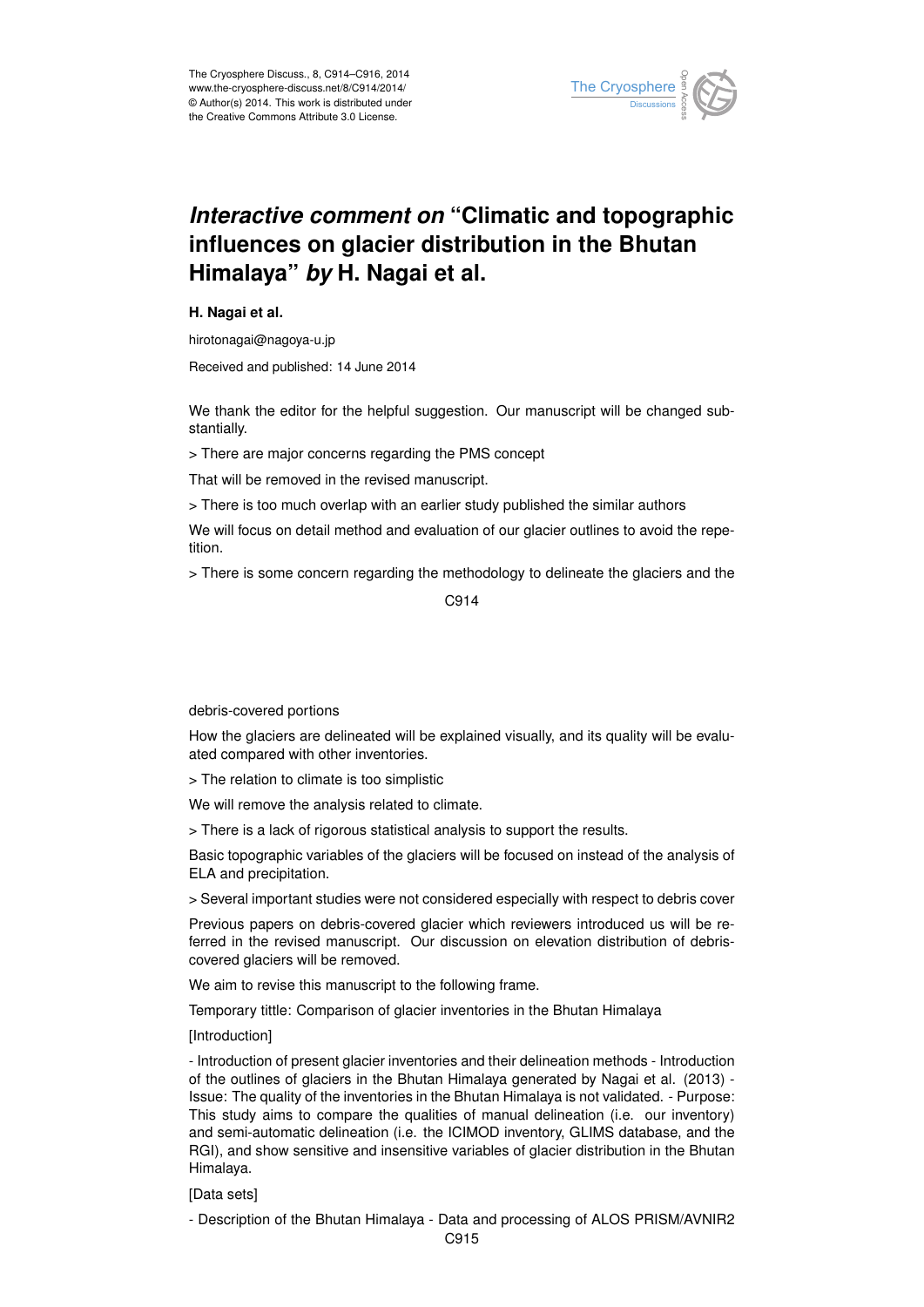# *Interactive comment on* "Climatic and topographic influences on glacier distribution in the Bhutan Himalaya" *by* H. Nagai et al.

**H. Nagai et al.**

hirotonagai@nagoya-u.jp

Received and published: 14 June 2014

We thank the editor for the helpful suggestion. Our manuscript will be changed substantially.

> There are major concerns regarding the PMS concept

That will be removed in the revised manuscript.

> There is too much overlap with an earlier study published the similar authors

We will focus on detail method and evaluation of our glacier outlines to avoid the repetition.

> There is some concern regarding the methodology to delineate the glaciers and the debris-covered portions

How the glaciers are delineated will be explained visually, and its quality will be evaluated compared with other inventories.

> The relation to climate is too simplistic

We will remove the analysis related to climate.

> There is a lack of rigorous statistical analysis to support the results.

Basic topographic variables of the glaciers will be focused on instead of the analysis of ELA and precipitation.

> Several important studies were not considered especially with respect to debris cover

Previous papers on debris-covered glacier which reviewers introduced us will be referred in the revised manuscript. Our discussion on elevation distribution of debris-covered glaciers will be removed.

We aim to revise this manuscript to the following frame.

Temporary tittle: Comparison of glacier inventories in the Bhutan Himalaya

[Introduction]

- Introduction of present glacier inventories and their delineation methods - Introduction of the outlines of glaciers in the Bhutan Himalaya generated by Nagai et al. (2013) - Issue: The quality of the inventories in the Bhutan Himalaya is not validated. - Purpose: This study aims to compare the qualities of manual delineation (i.e. our inventory) and semi-automatic delineation (i.e. the ICIMOD inventory, GLIMS database, and the RGI), and show sensitive and insensitive variables of glacier distribution in the Bhutan Himalaya.

[Data sets]

- Description of the Bhutan Himalaya - Data and processing of ALOS PRISM/AVNIR2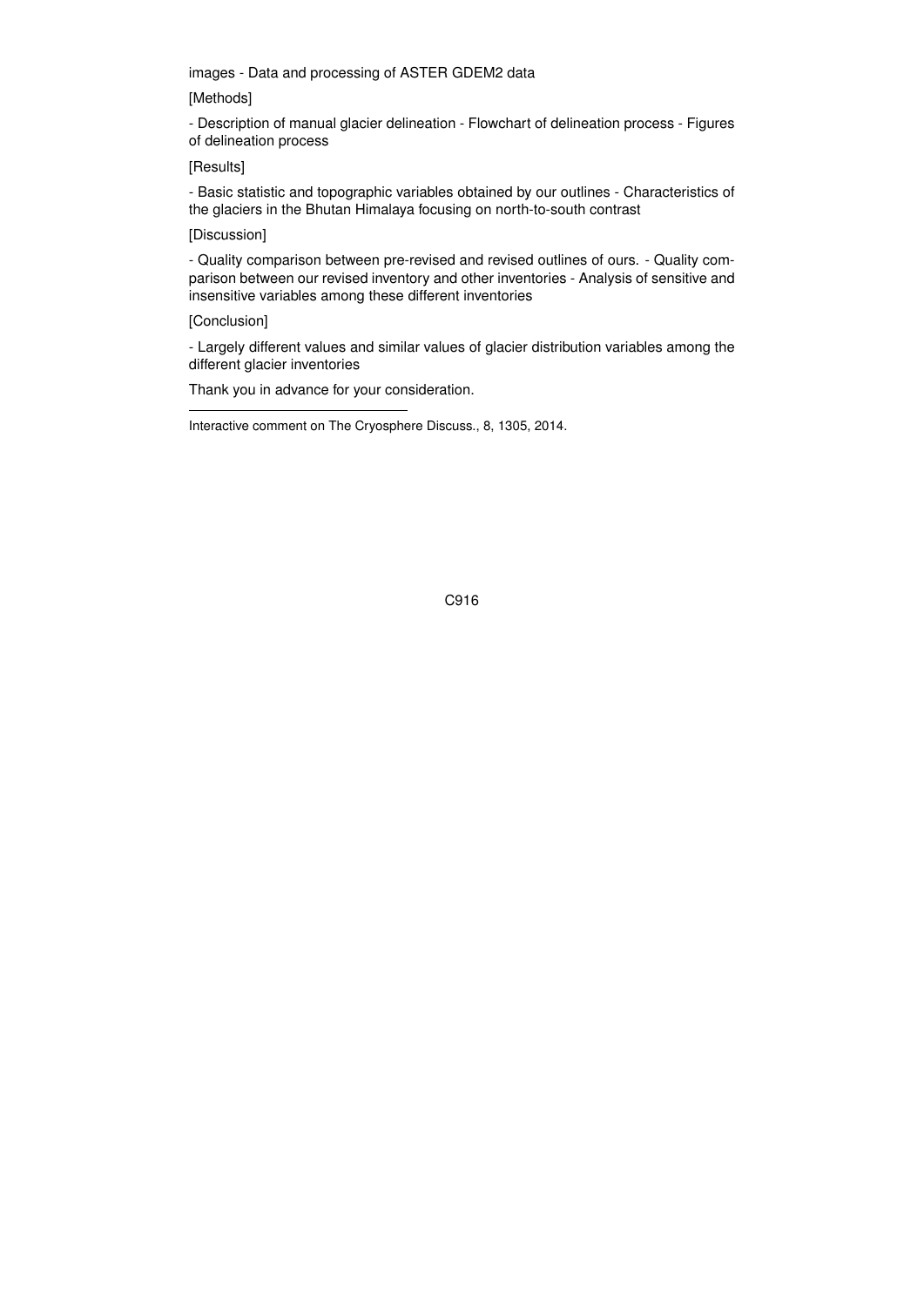images - Data and processing of ASTER GDEM2 data

[Methods]

- Description of manual glacier delineation - Flowchart of delineation process - Figures of delineation process

[Results]

- Basic statistic and topographic variables obtained by our outlines - Characteristics of the glaciers in the Bhutan Himalaya focusing on north-to-south contrast

[Discussion]

- Quality comparison between pre-revised and revised outlines of ours. - Quality comparison between our revised inventory and other inventories - Analysis of sensitive and insensitive variables among these different inventories

[Conclusion]

- Largely different values and similar values of glacier distribution variables among the different glacier inventories

Thank you in advance for your consideration.

---

Interactive comment on The Cryosphere Discuss., 8, 1305, 2014.